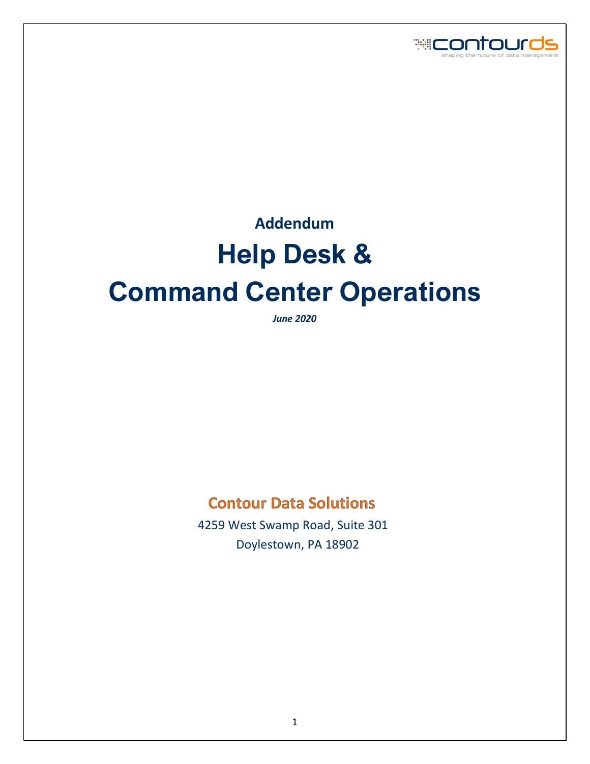contourds

shaping the future of data management

**Addendum**

# Help Desk & Command Center Operations

***June 2020***

## Contour Data Solutions

4259 West Swamp Road, Suite 301
Doylestown, PA 18902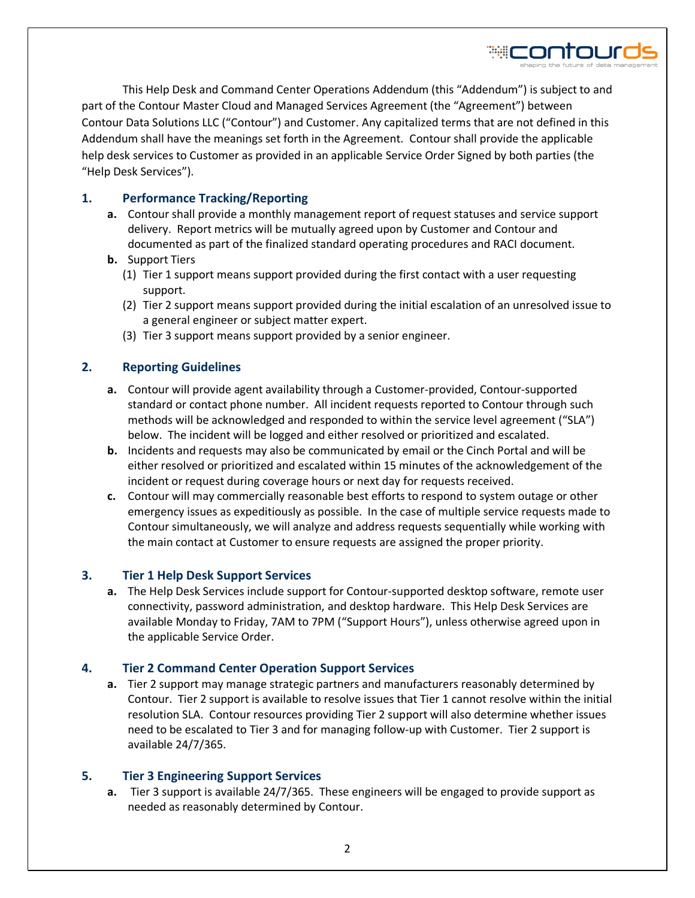This Help Desk and Command Center Operations Addendum (this "Addendum") is subject to and part of the Contour Master Cloud and Managed Services Agreement (the "Agreement") between Contour Data Solutions LLC ("Contour") and Customer. Any capitalized terms that are not defined in this Addendum shall have the meanings set forth in the Agreement. Contour shall provide the applicable help desk services to Customer as provided in an applicable Service Order Signed by both parties (the "Help Desk Services").

## 1. Performance Tracking/Reporting

- **a.** Contour shall provide a monthly management report of request statuses and service support delivery. Report metrics will be mutually agreed upon by Customer and Contour and documented as part of the finalized standard operating procedures and RACI document.
- **b.** Support Tiers
  - (1) Tier 1 support means support provided during the first contact with a user requesting support.
  - (2) Tier 2 support means support provided during the initial escalation of an unresolved issue to a general engineer or subject matter expert.
  - (3) Tier 3 support means support provided by a senior engineer.

## 2. Reporting Guidelines

- **a.** Contour will provide agent availability through a Customer-provided, Contour-supported standard or contact phone number. All incident requests reported to Contour through such methods will be acknowledged and responded to within the service level agreement ("SLA") below. The incident will be logged and either resolved or prioritized and escalated.
- **b.** Incidents and requests may also be communicated by email or the Cinch Portal and will be either resolved or prioritized and escalated within 15 minutes of the acknowledgement of the incident or request during coverage hours or next day for requests received.
- **c.** Contour will may commercially reasonable best efforts to respond to system outage or other emergency issues as expeditiously as possible. In the case of multiple service requests made to Contour simultaneously, we will analyze and address requests sequentially while working with the main contact at Customer to ensure requests are assigned the proper priority.

## 3. Tier 1 Help Desk Support Services

- **a.** The Help Desk Services include support for Contour-supported desktop software, remote user connectivity, password administration, and desktop hardware. This Help Desk Services are available Monday to Friday, 7AM to 7PM ("Support Hours"), unless otherwise agreed upon in the applicable Service Order.

## 4. Tier 2 Command Center Operation Support Services

- **a.** Tier 2 support may manage strategic partners and manufacturers reasonably determined by Contour. Tier 2 support is available to resolve issues that Tier 1 cannot resolve within the initial resolution SLA. Contour resources providing Tier 2 support will also determine whether issues need to be escalated to Tier 3 and for managing follow-up with Customer. Tier 2 support is available 24/7/365.

## 5. Tier 3 Engineering Support Services

- **a.** Tier 3 support is available 24/7/365. These engineers will be engaged to provide support as needed as reasonably determined by Contour.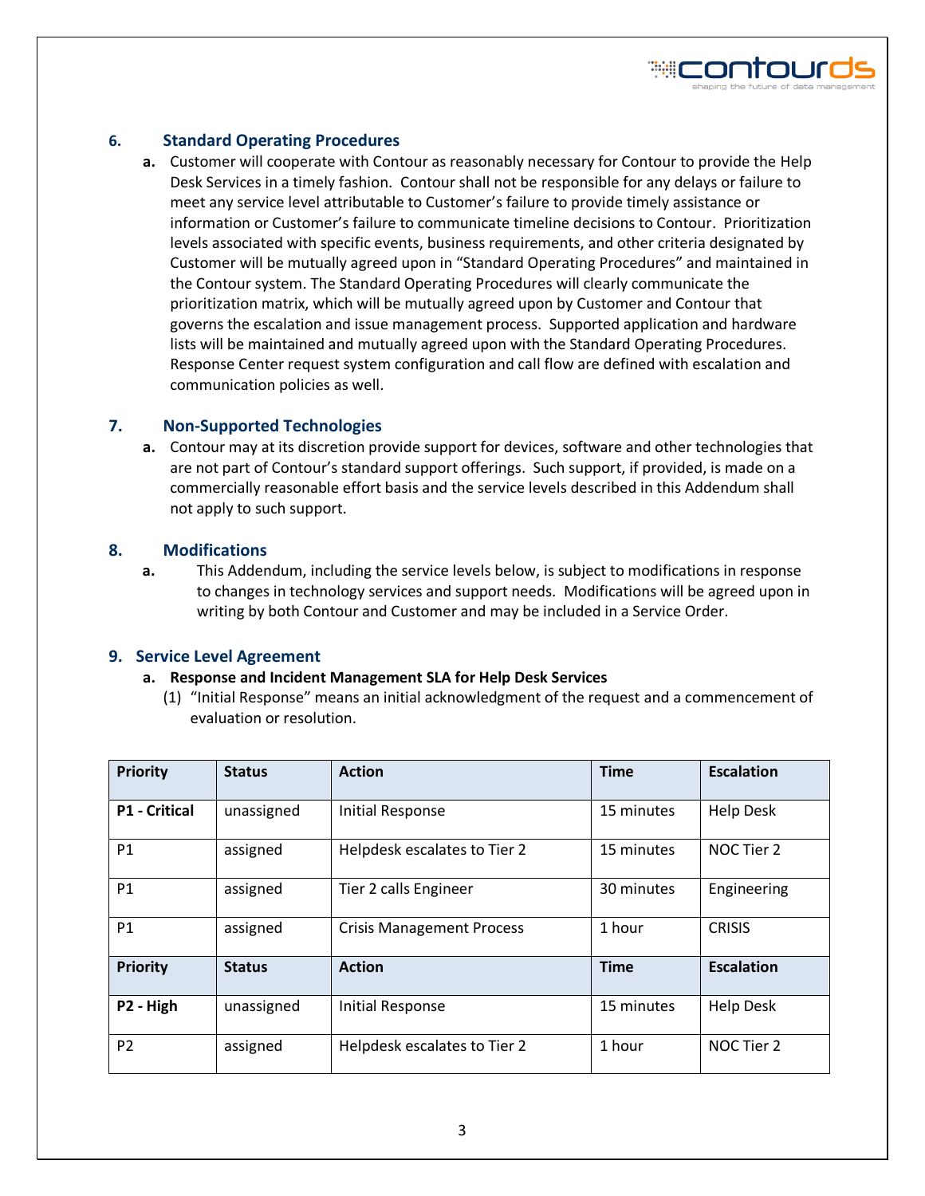## 6. Standard Operating Procedures

**a.** Customer will cooperate with Contour as reasonably necessary for Contour to provide the Help Desk Services in a timely fashion. Contour shall not be responsible for any delays or failure to meet any service level attributable to Customer's failure to provide timely assistance or information or Customer's failure to communicate timeline decisions to Contour. Prioritization levels associated with specific events, business requirements, and other criteria designated by Customer will be mutually agreed upon in "Standard Operating Procedures" and maintained in the Contour system. The Standard Operating Procedures will clearly communicate the prioritization matrix, which will be mutually agreed upon by Customer and Contour that governs the escalation and issue management process. Supported application and hardware lists will be maintained and mutually agreed upon with the Standard Operating Procedures. Response Center request system configuration and call flow are defined with escalation and communication policies as well.

## 7. Non-Supported Technologies

**a.** Contour may at its discretion provide support for devices, software and other technologies that are not part of Contour's standard support offerings. Such support, if provided, is made on a commercially reasonable effort basis and the service levels described in this Addendum shall not apply to such support.

## 8. Modifications

**a.** This Addendum, including the service levels below, is subject to modifications in response to changes in technology services and support needs. Modifications will be agreed upon in writing by both Contour and Customer and may be included in a Service Order.

## 9. Service Level Agreement

**a. Response and Incident Management SLA for Help Desk Services**

(1) "Initial Response" means an initial acknowledgment of the request and a commencement of evaluation or resolution.

| Priority | Status | Action | Time | Escalation |
|---|---|---|---|---|
| **P1 - Critical** | unassigned | Initial Response | 15 minutes | Help Desk |
| P1 | assigned | Helpdesk escalates to Tier 2 | 15 minutes | NOC Tier 2 |
| P1 | assigned | Tier 2 calls Engineer | 30 minutes | Engineering |
| P1 | assigned | Crisis Management Process | 1 hour | CRISIS |
| **Priority** | **Status** | **Action** | **Time** | **Escalation** |
| **P2 - High** | unassigned | Initial Response | 15 minutes | Help Desk |
| P2 | assigned | Helpdesk escalates to Tier 2 | 1 hour | NOC Tier 2 |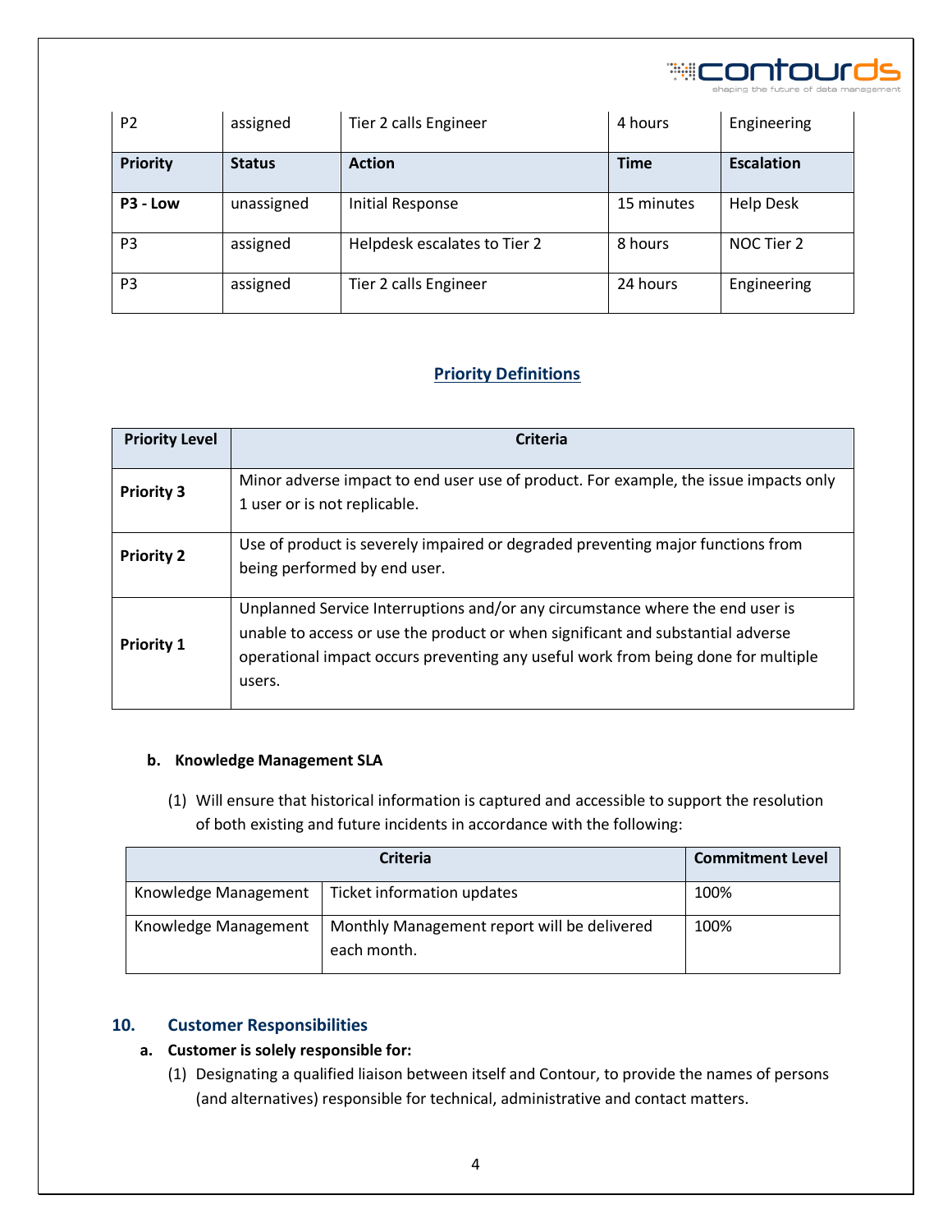| | | | | |
|---|---|---|---|---|
| P2 | assigned | Tier 2 calls Engineer | 4 hours | Engineering |
| **Priority** | **Status** | **Action** | **Time** | **Escalation** |
| **P3 - Low** | unassigned | Initial Response | 15 minutes | Help Desk |
| P3 | assigned | Helpdesk escalates to Tier 2 | 8 hours | NOC Tier 2 |
| P3 | assigned | Tier 2 calls Engineer | 24 hours | Engineering |

## Priority Definitions

| Priority Level | Criteria |
|---|---|
| **Priority 3** | Minor adverse impact to end user use of product. For example, the issue impacts only 1 user or is not replicable. |
| **Priority 2** | Use of product is severely impaired or degraded preventing major functions from being performed by end user. |
| **Priority 1** | Unplanned Service Interruptions and/or any circumstance where the end user is unable to access or use the product or when significant and substantial adverse operational impact occurs preventing any useful work from being done for multiple users. |

**b. Knowledge Management SLA**

(1) Will ensure that historical information is captured and accessible to support the resolution of both existing and future incidents in accordance with the following:

| Criteria | | Commitment Level |
|---|---|---|
| Knowledge Management | Ticket information updates | 100% |
| Knowledge Management | Monthly Management report will be delivered each month. | 100% |

## 10. Customer Responsibilities

**a. Customer is solely responsible for:**

(1) Designating a qualified liaison between itself and Contour, to provide the names of persons (and alternatives) responsible for technical, administrative and contact matters.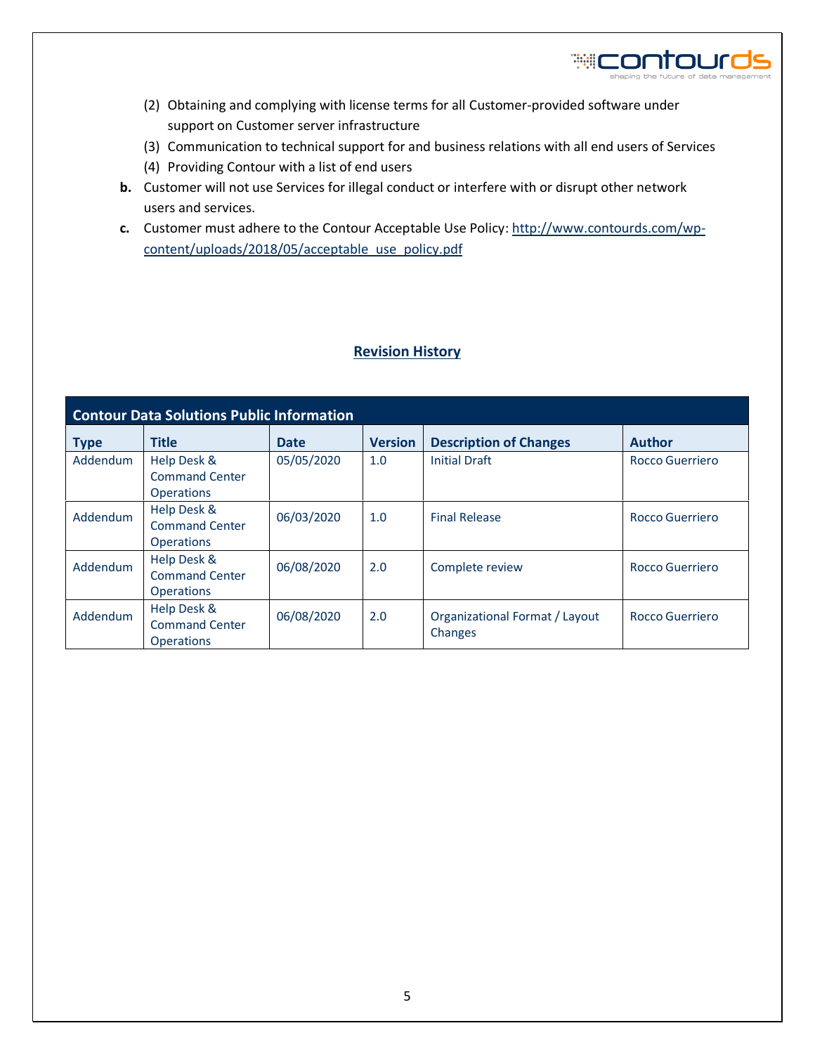(2) Obtaining and complying with license terms for all Customer-provided software under support on Customer server infrastructure

(3) Communication to technical support for and business relations with all end users of Services

(4) Providing Contour with a list of end users

**b.** Customer will not use Services for illegal conduct or interfere with or disrupt other network users and services.

**c.** Customer must adhere to the Contour Acceptable Use Policy: http://www.contourds.com/wp-content/uploads/2018/05/acceptable_use_policy.pdf

## Revision History

| Contour Data Solutions Public Information | | | | | |
|---|---|---|---|---|---|
| **Type** | **Title** | **Date** | **Version** | **Description of Changes** | **Author** |
| Addendum | Help Desk & Command Center Operations | 05/05/2020 | 1.0 | Initial Draft | Rocco Guerriero |
| Addendum | Help Desk & Command Center Operations | 06/03/2020 | 1.0 | Final Release | Rocco Guerriero |
| Addendum | Help Desk & Command Center Operations | 06/08/2020 | 2.0 | Complete review | Rocco Guerriero |
| Addendum | Help Desk & Command Center Operations | 06/08/2020 | 2.0 | Organizational Format / Layout Changes | Rocco Guerriero |